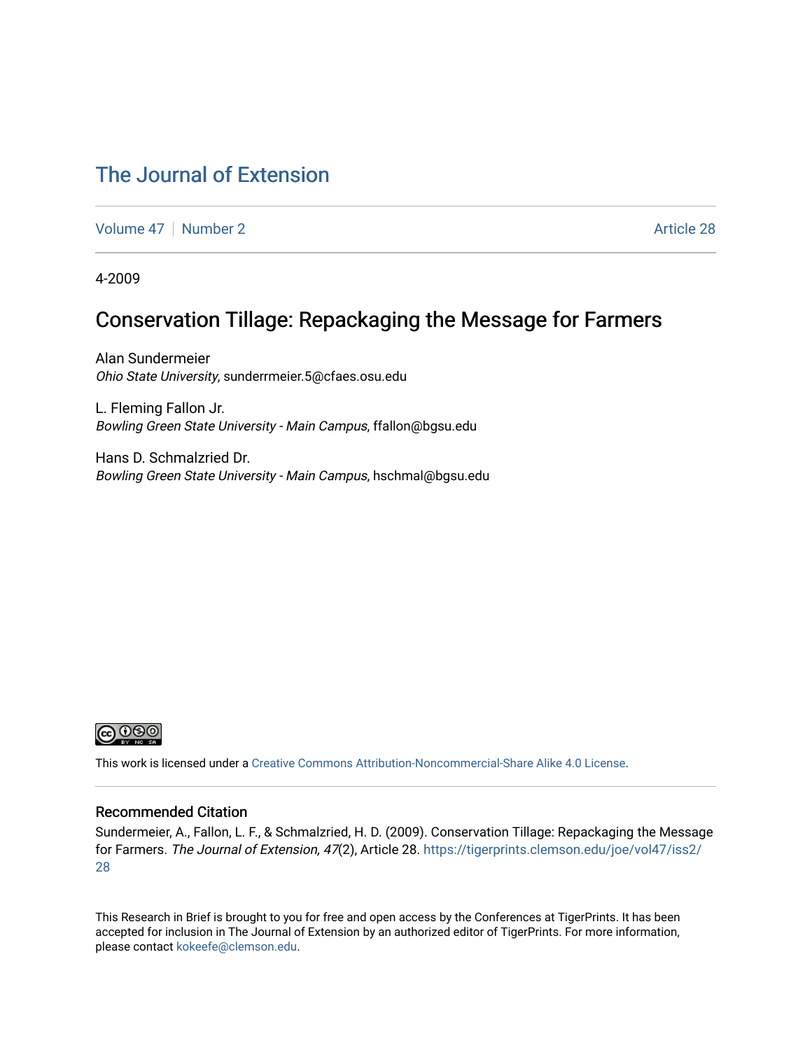# The Journal of Extension

Volume 47 | Number 2 | Article 28

4-2009

## Conservation Tillage: Repackaging the Message for Farmers

Alan Sundermeier
*Ohio State University*, sunderrmeier.5@cfaes.osu.edu

L. Fleming Fallon Jr.
*Bowling Green State University - Main Campus*, ffallon@bgsu.edu

Hans D. Schmalzried Dr.
*Bowling Green State University - Main Campus*, hschmal@bgsu.edu

This work is licensed under a Creative Commons Attribution-Noncommercial-Share Alike 4.0 License.

### Recommended Citation

Sundermeier, A., Fallon, L. F., & Schmalzried, H. D. (2009). Conservation Tillage: Repackaging the Message for Farmers. *The Journal of Extension, 47*(2), Article 28. https://tigerprints.clemson.edu/joe/vol47/iss2/28

This Research in Brief is brought to you for free and open access by the Conferences at TigerPrints. It has been accepted for inclusion in The Journal of Extension by an authorized editor of TigerPrints. For more information, please contact kokeefe@clemson.edu.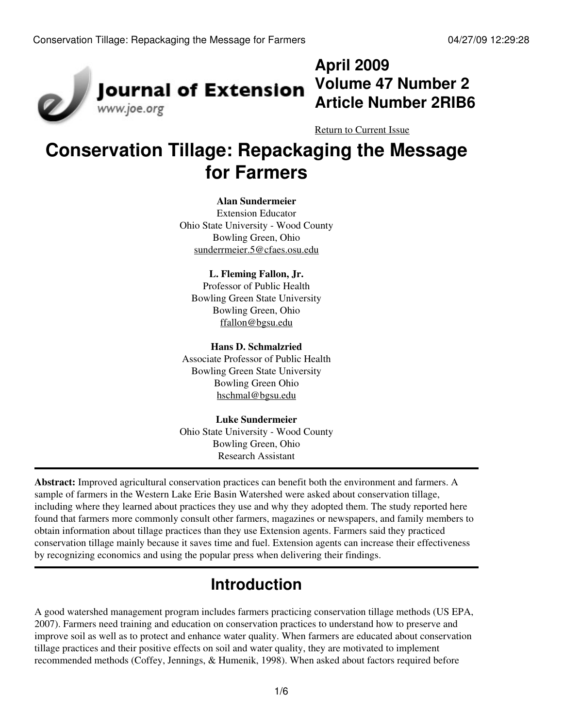# Conservation Tillage: Repackaging the Message for Farmers

**Alan Sundermeier**
Extension Educator
Ohio State University - Wood County
Bowling Green, Ohio
sunderrmeier.5@cfaes.osu.edu

**L. Fleming Fallon, Jr.**
Professor of Public Health
Bowling Green State University
Bowling Green, Ohio
ffallon@bgsu.edu

**Hans D. Schmalzried**
Associate Professor of Public Health
Bowling Green State University
Bowling Green Ohio
hschmal@bgsu.edu

**Luke Sundermeier**
Ohio State University - Wood County
Bowling Green, Ohio
Research Assistant

**Abstract:** Improved agricultural conservation practices can benefit both the environment and farmers. A sample of farmers in the Western Lake Erie Basin Watershed were asked about conservation tillage, including where they learned about practices they use and why they adopted them. The study reported here found that farmers more commonly consult other farmers, magazines or newspapers, and family members to obtain information about tillage practices than they use Extension agents. Farmers said they practiced conservation tillage mainly because it saves time and fuel. Extension agents can increase their effectiveness by recognizing economics and using the popular press when delivering their findings.

## Introduction

A good watershed management program includes farmers practicing conservation tillage methods (US EPA, 2007). Farmers need training and education on conservation practices to understand how to preserve and improve soil as well as to protect and enhance water quality. When farmers are educated about conservation tillage practices and their positive effects on soil and water quality, they are motivated to implement recommended methods (Coffey, Jennings, & Humenik, 1998). When asked about factors required before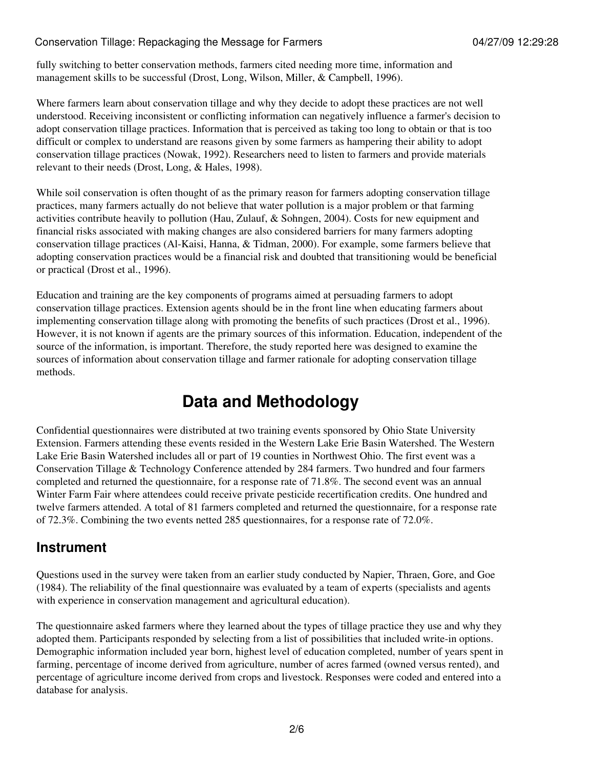fully switching to better conservation methods, farmers cited needing more time, information and management skills to be successful (Drost, Long, Wilson, Miller, & Campbell, 1996).

Where farmers learn about conservation tillage and why they decide to adopt these practices are not well understood. Receiving inconsistent or conflicting information can negatively influence a farmer's decision to adopt conservation tillage practices. Information that is perceived as taking too long to obtain or that is too difficult or complex to understand are reasons given by some farmers as hampering their ability to adopt conservation tillage practices (Nowak, 1992). Researchers need to listen to farmers and provide materials relevant to their needs (Drost, Long, & Hales, 1998).

While soil conservation is often thought of as the primary reason for farmers adopting conservation tillage practices, many farmers actually do not believe that water pollution is a major problem or that farming activities contribute heavily to pollution (Hau, Zulauf, & Sohngen, 2004). Costs for new equipment and financial risks associated with making changes are also considered barriers for many farmers adopting conservation tillage practices (Al-Kaisi, Hanna, & Tidman, 2000). For example, some farmers believe that adopting conservation practices would be a financial risk and doubted that transitioning would be beneficial or practical (Drost et al., 1996).

Education and training are the key components of programs aimed at persuading farmers to adopt conservation tillage practices. Extension agents should be in the front line when educating farmers about implementing conservation tillage along with promoting the benefits of such practices (Drost et al., 1996). However, it is not known if agents are the primary sources of this information. Education, independent of the source of the information, is important. Therefore, the study reported here was designed to examine the sources of information about conservation tillage and farmer rationale for adopting conservation tillage methods.

# Data and Methodology

Confidential questionnaires were distributed at two training events sponsored by Ohio State University Extension. Farmers attending these events resided in the Western Lake Erie Basin Watershed. The Western Lake Erie Basin Watershed includes all or part of 19 counties in Northwest Ohio. The first event was a Conservation Tillage & Technology Conference attended by 284 farmers. Two hundred and four farmers completed and returned the questionnaire, for a response rate of 71.8%. The second event was an annual Winter Farm Fair where attendees could receive private pesticide recertification credits. One hundred and twelve farmers attended. A total of 81 farmers completed and returned the questionnaire, for a response rate of 72.3%. Combining the two events netted 285 questionnaires, for a response rate of 72.0%.

## Instrument

Questions used in the survey were taken from an earlier study conducted by Napier, Thraen, Gore, and Goe (1984). The reliability of the final questionnaire was evaluated by a team of experts (specialists and agents with experience in conservation management and agricultural education).

The questionnaire asked farmers where they learned about the types of tillage practice they use and why they adopted them. Participants responded by selecting from a list of possibilities that included write-in options. Demographic information included year born, highest level of education completed, number of years spent in farming, percentage of income derived from agriculture, number of acres farmed (owned versus rented), and percentage of agriculture income derived from crops and livestock. Responses were coded and entered into a database for analysis.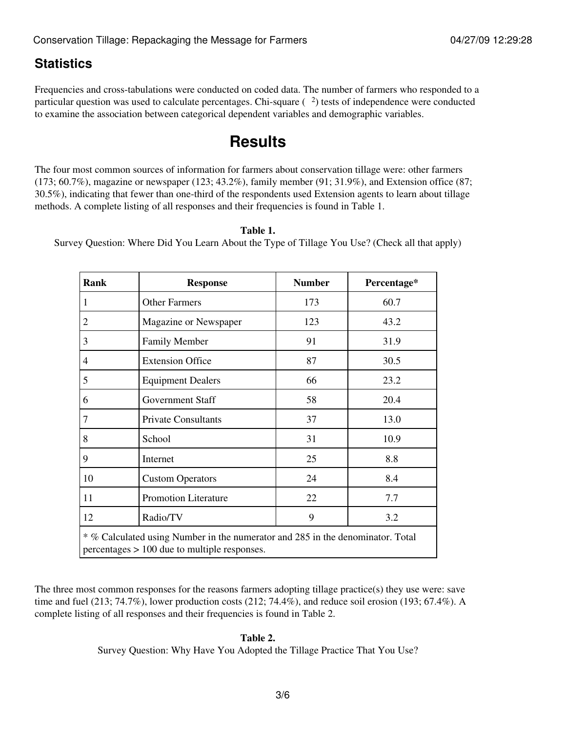## Statistics

Frequencies and cross-tabulations were conducted on coded data. The number of farmers who responded to a particular question was used to calculate percentages. Chi-square ( $^2$) tests of independence were conducted to examine the association between categorical dependent variables and demographic variables.

# Results

The four most common sources of information for farmers about conservation tillage were: other farmers (173; 60.7%), magazine or newspaper (123; 43.2%), family member (91; 31.9%), and Extension office (87; 30.5%), indicating that fewer than one-third of the respondents used Extension agents to learn about tillage methods. A complete listing of all responses and their frequencies is found in Table 1.

**Table 1.**
Survey Question: Where Did You Learn About the Type of Tillage You Use? (Check all that apply)

| Rank | Response | Number | Percentage* |
|---|---|---|---|
| 1 | Other Farmers | 173 | 60.7 |
| 2 | Magazine or Newspaper | 123 | 43.2 |
| 3 | Family Member | 91 | 31.9 |
| 4 | Extension Office | 87 | 30.5 |
| 5 | Equipment Dealers | 66 | 23.2 |
| 6 | Government Staff | 58 | 20.4 |
| 7 | Private Consultants | 37 | 13.0 |
| 8 | School | 31 | 10.9 |
| 9 | Internet | 25 | 8.8 |
| 10 | Custom Operators | 24 | 8.4 |
| 11 | Promotion Literature | 22 | 7.7 |
| 12 | Radio/TV | 9 | 3.2 |

* % Calculated using Number in the numerator and 285 in the denominator. Total percentages > 100 due to multiple responses.

The three most common responses for the reasons farmers adopting tillage practice(s) they use were: save time and fuel (213; 74.7%), lower production costs (212; 74.4%), and reduce soil erosion (193; 67.4%). A complete listing of all responses and their frequencies is found in Table 2.

**Table 2.**
Survey Question: Why Have You Adopted the Tillage Practice That You Use?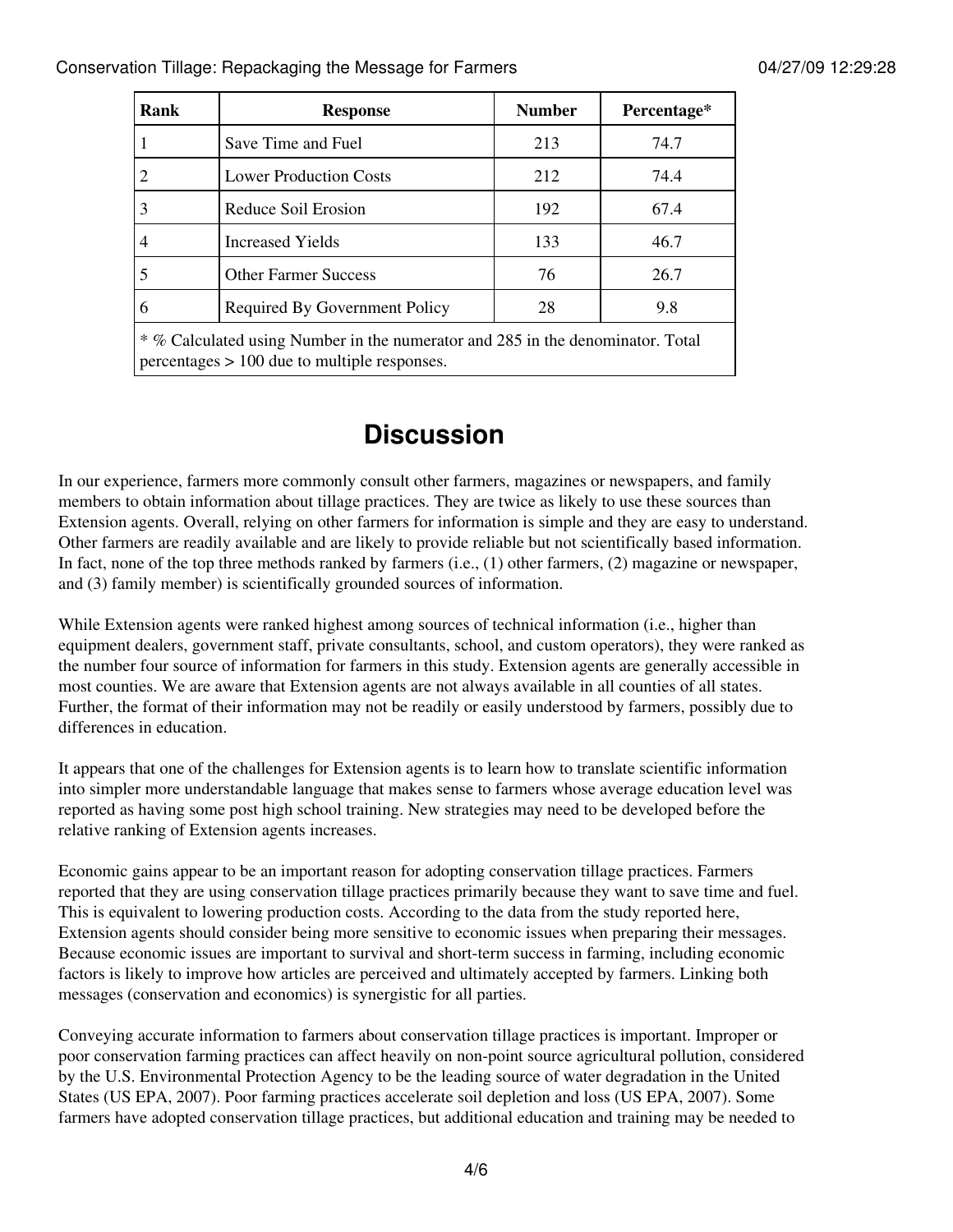| Rank | Response | Number | Percentage* |
|---|---|---|---|
| 1 | Save Time and Fuel | 213 | 74.7 |
| 2 | Lower Production Costs | 212 | 74.4 |
| 3 | Reduce Soil Erosion | 192 | 67.4 |
| 4 | Increased Yields | 133 | 46.7 |
| 5 | Other Farmer Success | 76 | 26.7 |
| 6 | Required By Government Policy | 28 | 9.8 |
| * % Calculated using Number in the numerator and 285 in the denominator. Total percentages > 100 due to multiple responses. | | | |

# Discussion

In our experience, farmers more commonly consult other farmers, magazines or newspapers, and family members to obtain information about tillage practices. They are twice as likely to use these sources than Extension agents. Overall, relying on other farmers for information is simple and they are easy to understand. Other farmers are readily available and are likely to provide reliable but not scientifically based information. In fact, none of the top three methods ranked by farmers (i.e., (1) other farmers, (2) magazine or newspaper, and (3) family member) is scientifically grounded sources of information.

While Extension agents were ranked highest among sources of technical information (i.e., higher than equipment dealers, government staff, private consultants, school, and custom operators), they were ranked as the number four source of information for farmers in this study. Extension agents are generally accessible in most counties. We are aware that Extension agents are not always available in all counties of all states. Further, the format of their information may not be readily or easily understood by farmers, possibly due to differences in education.

It appears that one of the challenges for Extension agents is to learn how to translate scientific information into simpler more understandable language that makes sense to farmers whose average education level was reported as having some post high school training. New strategies may need to be developed before the relative ranking of Extension agents increases.

Economic gains appear to be an important reason for adopting conservation tillage practices. Farmers reported that they are using conservation tillage practices primarily because they want to save time and fuel. This is equivalent to lowering production costs. According to the data from the study reported here, Extension agents should consider being more sensitive to economic issues when preparing their messages. Because economic issues are important to survival and short-term success in farming, including economic factors is likely to improve how articles are perceived and ultimately accepted by farmers. Linking both messages (conservation and economics) is synergistic for all parties.

Conveying accurate information to farmers about conservation tillage practices is important. Improper or poor conservation farming practices can affect heavily on non-point source agricultural pollution, considered by the U.S. Environmental Protection Agency to be the leading source of water degradation in the United States (US EPA, 2007). Poor farming practices accelerate soil depletion and loss (US EPA, 2007). Some farmers have adopted conservation tillage practices, but additional education and training may be needed to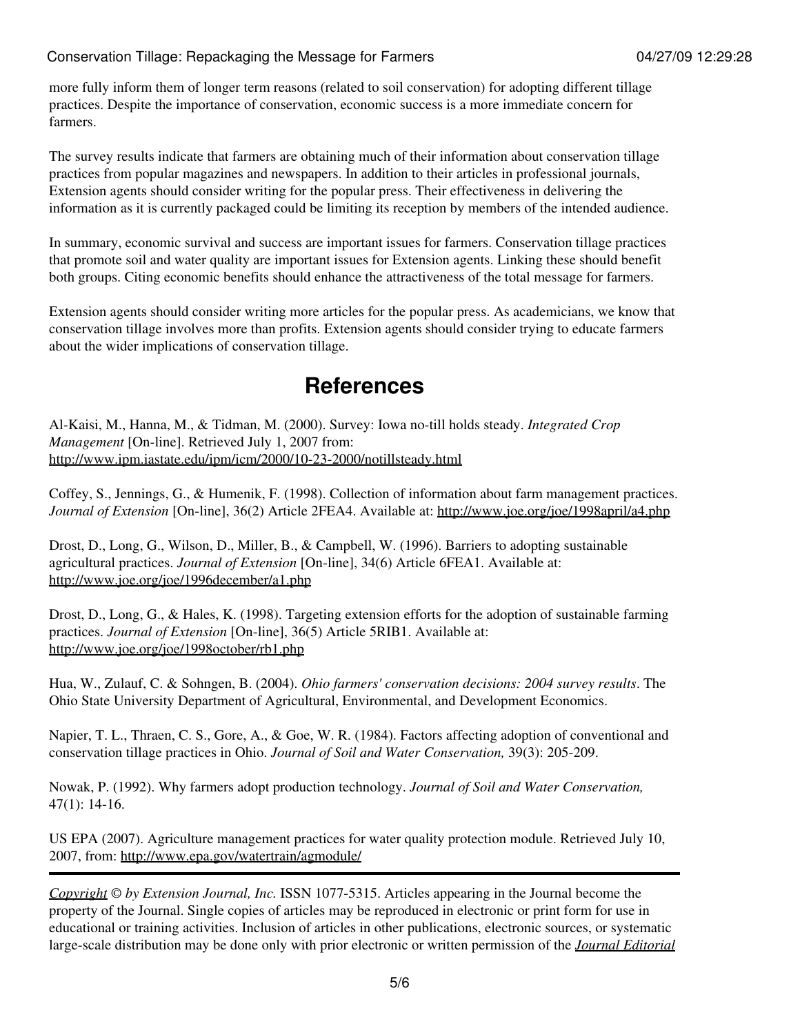more fully inform them of longer term reasons (related to soil conservation) for adopting different tillage practices. Despite the importance of conservation, economic success is a more immediate concern for farmers.

The survey results indicate that farmers are obtaining much of their information about conservation tillage practices from popular magazines and newspapers. In addition to their articles in professional journals, Extension agents should consider writing for the popular press. Their effectiveness in delivering the information as it is currently packaged could be limiting its reception by members of the intended audience.

In summary, economic survival and success are important issues for farmers. Conservation tillage practices that promote soil and water quality are important issues for Extension agents. Linking these should benefit both groups. Citing economic benefits should enhance the attractiveness of the total message for farmers.

Extension agents should consider writing more articles for the popular press. As academicians, we know that conservation tillage involves more than profits. Extension agents should consider trying to educate farmers about the wider implications of conservation tillage.

# References

Al-Kaisi, M., Hanna, M., & Tidman, M. (2000). Survey: Iowa no-till holds steady. *Integrated Crop Management* [On-line]. Retrieved July 1, 2007 from: http://www.ipm.iastate.edu/ipm/icm/2000/10-23-2000/notillsteady.html

Coffey, S., Jennings, G., & Humenik, F. (1998). Collection of information about farm management practices. *Journal of Extension* [On-line], 36(2) Article 2FEA4. Available at: http://www.joe.org/joe/1998april/a4.php

Drost, D., Long, G., Wilson, D., Miller, B., & Campbell, W. (1996). Barriers to adopting sustainable agricultural practices. *Journal of Extension* [On-line], 34(6) Article 6FEA1. Available at: http://www.joe.org/joe/1996december/a1.php

Drost, D., Long, G., & Hales, K. (1998). Targeting extension efforts for the adoption of sustainable farming practices. *Journal of Extension* [On-line], 36(5) Article 5RIB1. Available at: http://www.joe.org/joe/1998october/rb1.php

Hua, W., Zulauf, C. & Sohngen, B. (2004). *Ohio farmers' conservation decisions: 2004 survey results*. The Ohio State University Department of Agricultural, Environmental, and Development Economics.

Napier, T. L., Thraen, C. S., Gore, A., & Goe, W. R. (1984). Factors affecting adoption of conventional and conservation tillage practices in Ohio. *Journal of Soil and Water Conservation,* 39(3): 205-209.

Nowak, P. (1992). Why farmers adopt production technology. *Journal of Soil and Water Conservation,* 47(1): 14-16.

US EPA (2007). Agriculture management practices for water quality protection module. Retrieved July 10, 2007, from: http://www.epa.gov/watertrain/agmodule/

---

*Copyright* © *by Extension Journal, Inc.* ISSN 1077-5315. Articles appearing in the Journal become the property of the Journal. Single copies of articles may be reproduced in electronic or print form for use in educational or training activities. Inclusion of articles in other publications, electronic sources, or systematic large-scale distribution may be done only with prior electronic or written permission of the *Journal Editorial*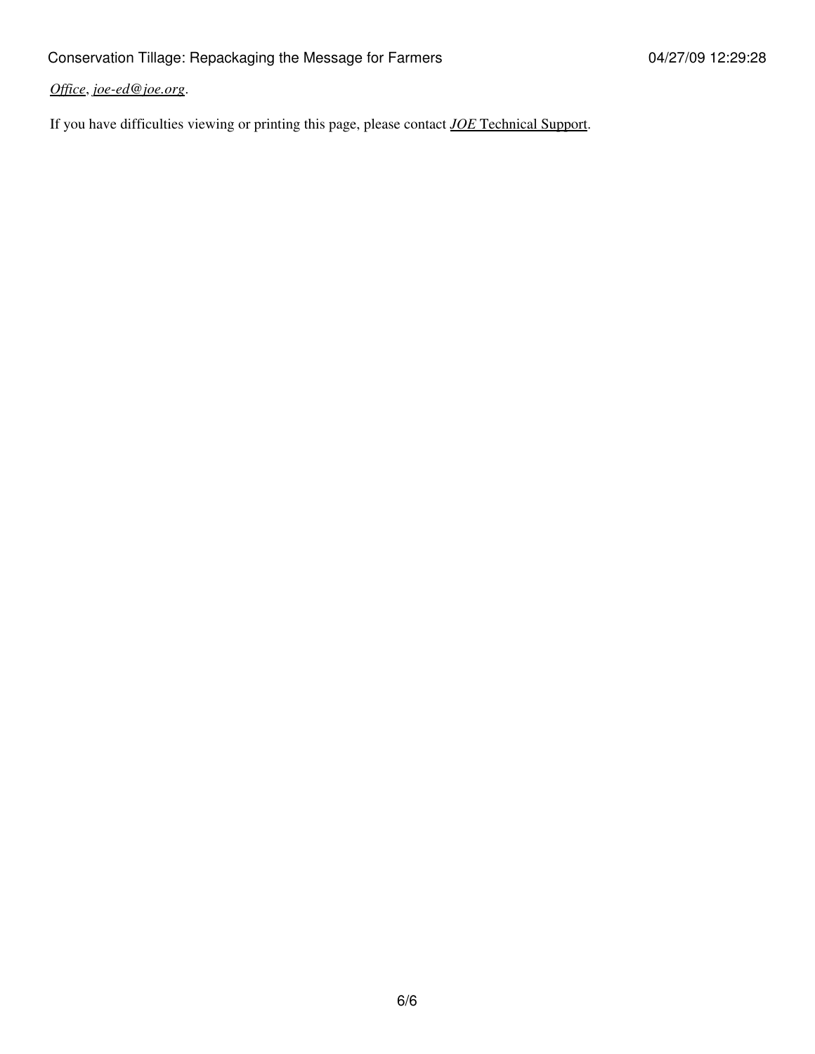*Office*, *joe-ed@joe.org*.

If you have difficulties viewing or printing this page, please contact *JOE* Technical Support.